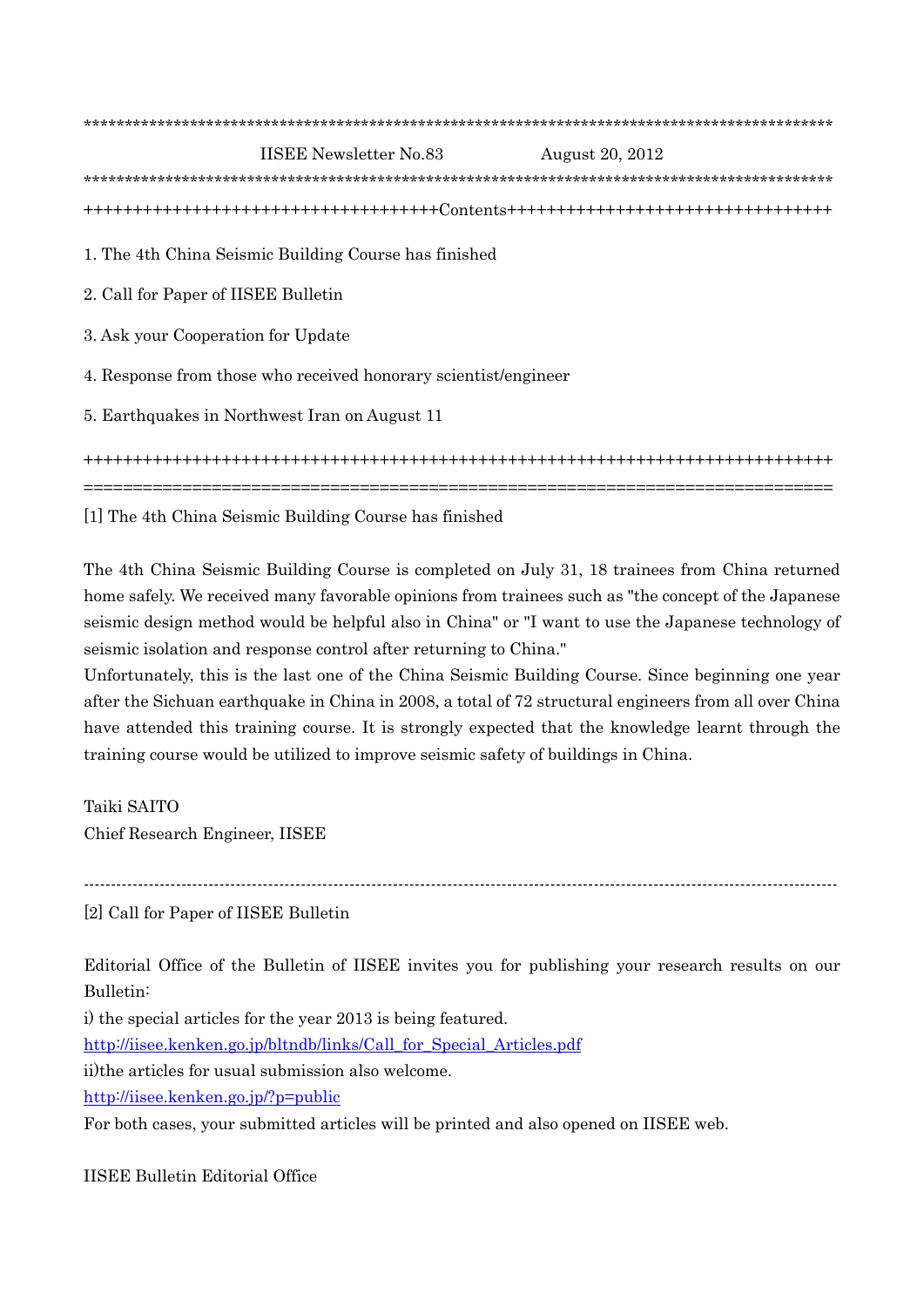****************************************************************************************************

IISEE Newsletter No.83 August 20, 2012

****************************************************************************************************

++++++++++++++++++++++++++++++++++++Contents+++++++++++++++++++++++++++++++++

1. The 4th China Seismic Building Course has finished

2. Call for Paper of IISEE Bulletin

3. Ask your Cooperation for Update

4. Response from those who received honorary scientist/engineer

5. Earthquakes in Northwest Iran on August 11

++++++++++++++++++++++++++++++++++++++++++++++++++++++++++++++++++++++++++++

============================================================================

## [1] The 4th China Seismic Building Course has finished

The 4th China Seismic Building Course is completed on July 31, 18 trainees from China returned home safely. We received many favorable opinions from trainees such as "the concept of the Japanese seismic design method would be helpful also in China" or "I want to use the Japanese technology of seismic isolation and response control after returning to China."

Unfortunately, this is the last one of the China Seismic Building Course. Since beginning one year after the Sichuan earthquake in China in 2008, a total of 72 structural engineers from all over China have attended this training course. It is strongly expected that the knowledge learnt through the training course would be utilized to improve seismic safety of buildings in China.

Taiki SAITO

Chief Research Engineer, IISEE

---

## [2] Call for Paper of IISEE Bulletin

Editorial Office of the Bulletin of IISEE invites you for publishing your research results on our Bulletin:

i) the special articles for the year 2013 is being featured.

http://iisee.kenken.go.jp/bltndb/links/Call_for_Special_Articles.pdf

ii)the articles for usual submission also welcome.

http://iisee.kenken.go.jp/?p=public

For both cases, your submitted articles will be printed and also opened on IISEE web.

IISEE Bulletin Editorial Office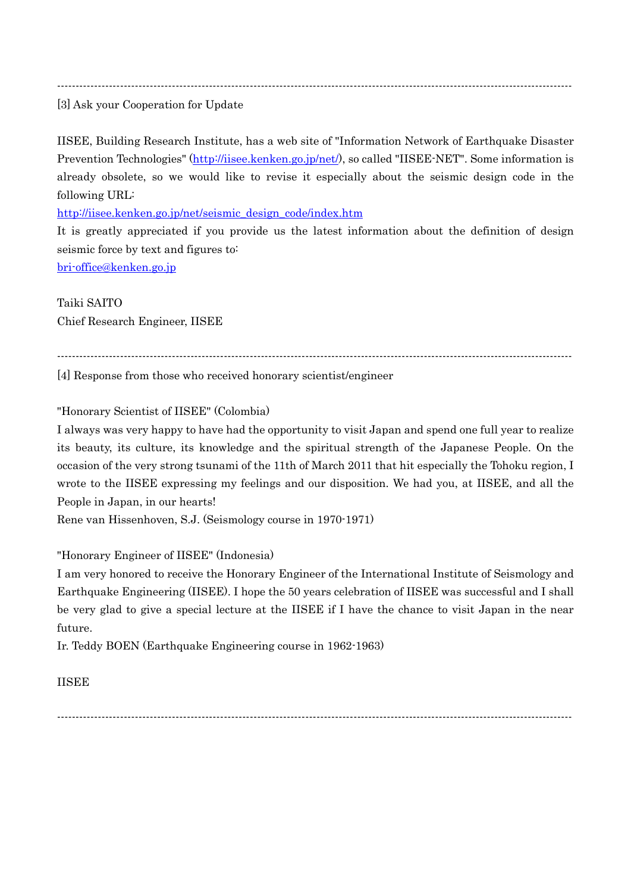---

[3] Ask your Cooperation for Update

IISEE, Building Research Institute, has a web site of "Information Network of Earthquake Disaster Prevention Technologies" (http://iisee.kenken.go.jp/net/), so called "IISEE-NET". Some information is already obsolete, so we would like to revise it especially about the seismic design code in the following URL:

http://iisee.kenken.go.jp/net/seismic_design_code/index.htm

It is greatly appreciated if you provide us the latest information about the definition of design seismic force by text and figures to:

bri-office@kenken.go.jp

Taiki SAITO
Chief Research Engineer, IISEE

---

[4] Response from those who received honorary scientist/engineer

"Honorary Scientist of IISEE" (Colombia)

I always was very happy to have had the opportunity to visit Japan and spend one full year to realize its beauty, its culture, its knowledge and the spiritual strength of the Japanese People. On the occasion of the very strong tsunami of the 11th of March 2011 that hit especially the Tohoku region, I wrote to the IISEE expressing my feelings and our disposition. We had you, at IISEE, and all the People in Japan, in our hearts!

Rene van Hissenhoven, S.J. (Seismology course in 1970-1971)

"Honorary Engineer of IISEE" (Indonesia)

I am very honored to receive the Honorary Engineer of the International Institute of Seismology and Earthquake Engineering (IISEE). I hope the 50 years celebration of IISEE was successful and I shall be very glad to give a special lecture at the IISEE if I have the chance to visit Japan in the near future.

Ir. Teddy BOEN (Earthquake Engineering course in 1962-1963)

IISEE

---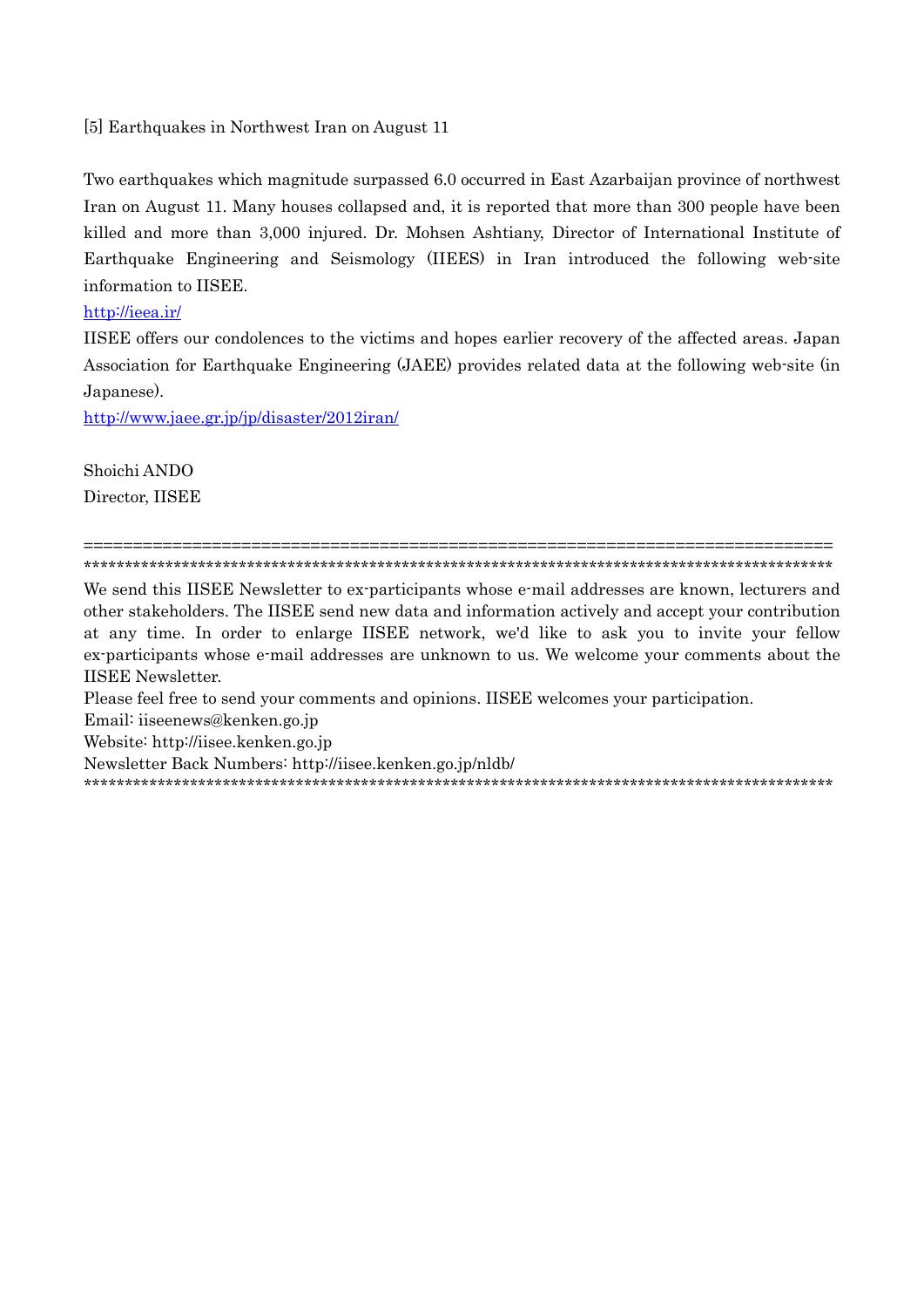[5] Earthquakes in Northwest Iran on August 11

Two earthquakes which magnitude surpassed 6.0 occurred in East Azarbaijan province of northwest Iran on August 11. Many houses collapsed and, it is reported that more than 300 people have been killed and more than 3,000 injured. Dr. Mohsen Ashtiany, Director of International Institute of Earthquake Engineering and Seismology (IIEES) in Iran introduced the following web-site information to IISEE.

http://ieea.ir/

IISEE offers our condolences to the victims and hopes earlier recovery of the affected areas. Japan Association for Earthquake Engineering (JAEE) provides related data at the following web-site (in Japanese).

http://www.jaee.gr.jp/jp/disaster/2012iran/

Shoichi ANDO
Director, IISEE

==============================================================================

*************************************************************************************************

We send this IISEE Newsletter to ex-participants whose e-mail addresses are known, lecturers and other stakeholders. The IISEE send new data and information actively and accept your contribution at any time. In order to enlarge IISEE network, we'd like to ask you to invite your fellow ex-participants whose e-mail addresses are unknown to us. We welcome your comments about the IISEE Newsletter.

Please feel free to send your comments and opinions. IISEE welcomes your participation.

Email: iiseenews@kenken.go.jp

Website: http://iisee.kenken.go.jp

Newsletter Back Numbers: http://iisee.kenken.go.jp/nldb/

*************************************************************************************************